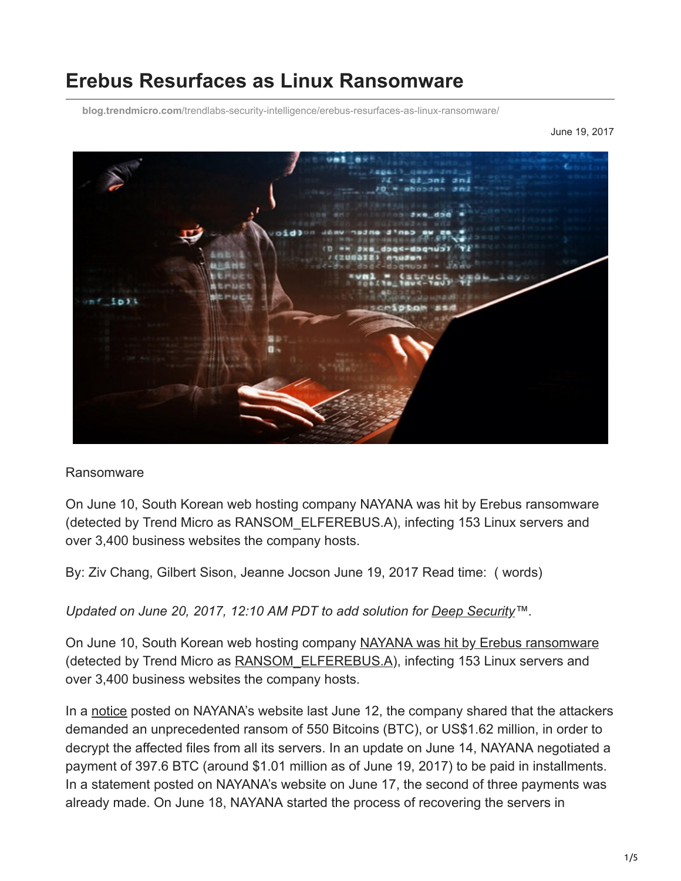# Erebus Resurfaces as Linux Ransomware

**blog.trendmicro.com**/trendlabs-security-intelligence/erebus-resurfaces-as-linux-ransomware/

June 19, 2017

Ransomware

On June 10, South Korean web hosting company NAYANA was hit by Erebus ransomware (detected by Trend Micro as RANSOM_ELFEREBUS.A), infecting 153 Linux servers and over 3,400 business websites the company hosts.

By: Ziv Chang, Gilbert Sison, Jeanne Jocson June 19, 2017 Read time: ( words)

*Updated on June 20, 2017, 12:10 AM PDT to add solution for Deep Security™.*

On June 10, South Korean web hosting company NAYANA was hit by Erebus ransomware (detected by Trend Micro as RANSOM_ELFEREBUS.A), infecting 153 Linux servers and over 3,400 business websites the company hosts.

In a notice posted on NAYANA's website last June 12, the company shared that the attackers demanded an unprecedented ransom of 550 Bitcoins (BTC), or US$1.62 million, in order to decrypt the affected files from all its servers. In an update on June 14, NAYANA negotiated a payment of 397.6 BTC (around $1.01 million as of June 19, 2017) to be paid in installments. In a statement posted on NAYANA's website on June 17, the second of three payments was already made. On June 18, NAYANA started the process of recovering the servers in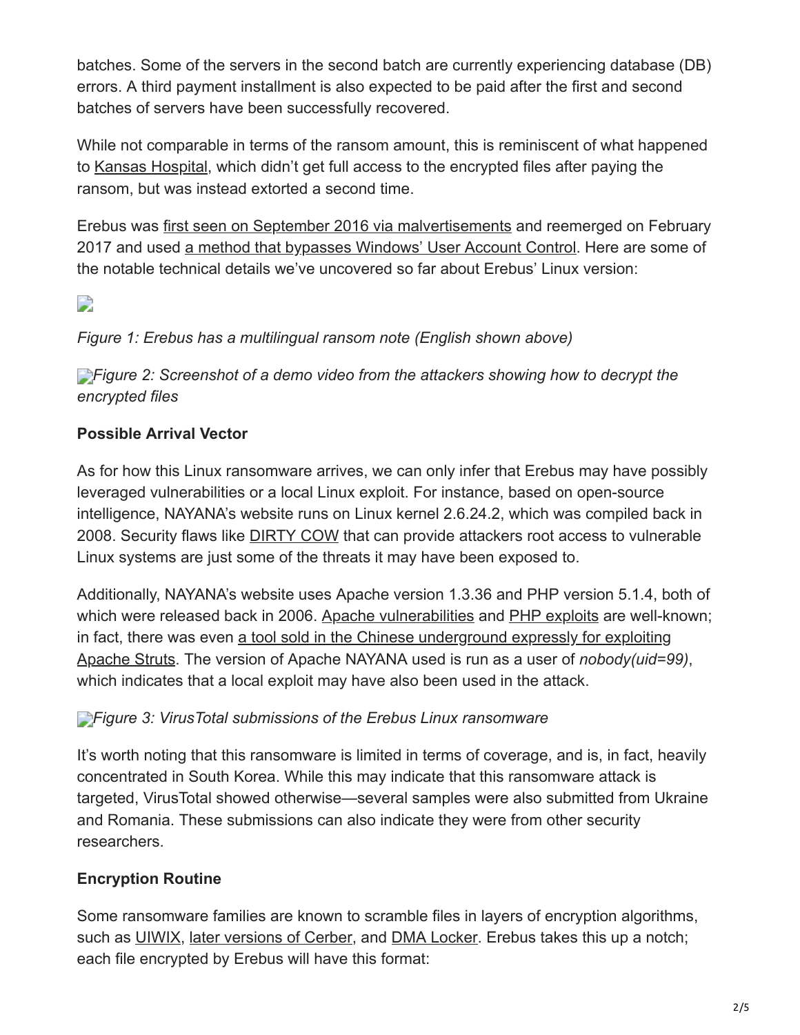batches. Some of the servers in the second batch are currently experiencing database (DB) errors. A third payment installment is also expected to be paid after the first and second batches of servers have been successfully recovered.

While not comparable in terms of the ransom amount, this is reminiscent of what happened to Kansas Hospital, which didn't get full access to the encrypted files after paying the ransom, but was instead extorted a second time.

Erebus was first seen on September 2016 via malvertisements and reemerged on February 2017 and used a method that bypasses Windows' User Account Control. Here are some of the notable technical details we've uncovered so far about Erebus' Linux version:

*Figure 1: Erebus has a multilingual ransom note (English shown above)*

*Figure 2: Screenshot of a demo video from the attackers showing how to decrypt the encrypted files*

**Possible Arrival Vector**

As for how this Linux ransomware arrives, we can only infer that Erebus may have possibly leveraged vulnerabilities or a local Linux exploit. For instance, based on open-source intelligence, NAYANA's website runs on Linux kernel 2.6.24.2, which was compiled back in 2008. Security flaws like DIRTY COW that can provide attackers root access to vulnerable Linux systems are just some of the threats it may have been exposed to.

Additionally, NAYANA's website uses Apache version 1.3.36 and PHP version 5.1.4, both of which were released back in 2006. Apache vulnerabilities and PHP exploits are well-known; in fact, there was even a tool sold in the Chinese underground expressly for exploiting Apache Struts. The version of Apache NAYANA used is run as a user of *nobody(uid=99)*, which indicates that a local exploit may have also been used in the attack.

*Figure 3: VirusTotal submissions of the Erebus Linux ransomware*

It's worth noting that this ransomware is limited in terms of coverage, and is, in fact, heavily concentrated in South Korea. While this may indicate that this ransomware attack is targeted, VirusTotal showed otherwise—several samples were also submitted from Ukraine and Romania. These submissions can also indicate they were from other security researchers.

**Encryption Routine**

Some ransomware families are known to scramble files in layers of encryption algorithms, such as UIWIX, later versions of Cerber, and DMA Locker. Erebus takes this up a notch; each file encrypted by Erebus will have this format: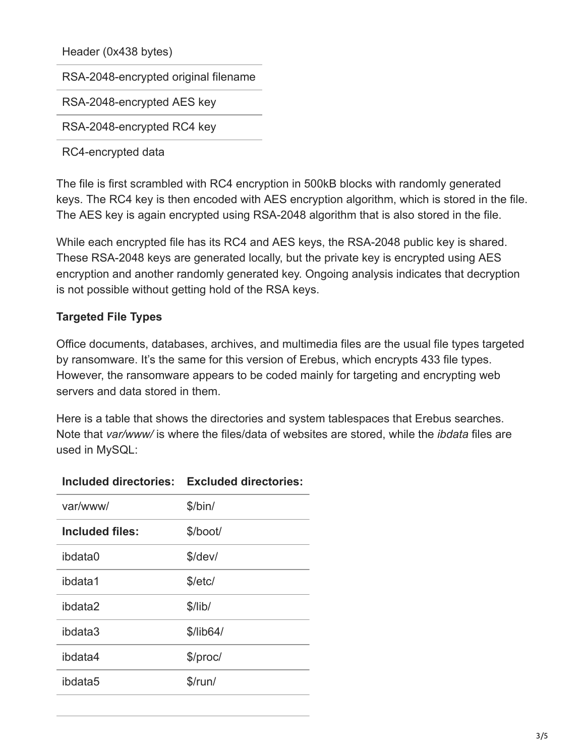| Header (0x438 bytes) |
| --- |
| RSA-2048-encrypted original filename |
| RSA-2048-encrypted AES key |
| RSA-2048-encrypted RC4 key |
| RC4-encrypted data |

The file is first scrambled with RC4 encryption in 500kB blocks with randomly generated keys. The RC4 key is then encoded with AES encryption algorithm, which is stored in the file. The AES key is again encrypted using RSA-2048 algorithm that is also stored in the file.

While each encrypted file has its RC4 and AES keys, the RSA-2048 public key is shared. These RSA-2048 keys are generated locally, but the private key is encrypted using AES encryption and another randomly generated key. Ongoing analysis indicates that decryption is not possible without getting hold of the RSA keys.

**Targeted File Types**

Office documents, databases, archives, and multimedia files are the usual file types targeted by ransomware. It's the same for this version of Erebus, which encrypts 433 file types. However, the ransomware appears to be coded mainly for targeting and encrypting web servers and data stored in them.

Here is a table that shows the directories and system tablespaces that Erebus searches. Note that *var/www/* is where the files/data of websites are stored, while the *ibdata* files are used in MySQL:

| Included directories: | Excluded directories: |
| --- | --- |
| var/www/ | $/bin/ |
| **Included files:** | $/boot/ |
| ibdata0 | $/dev/ |
| ibdata1 | $/etc/ |
| ibdata2 | $/lib/ |
| ibdata3 | $/lib64/ |
| ibdata4 | $/proc/ |
| ibdata5 | $/run/ |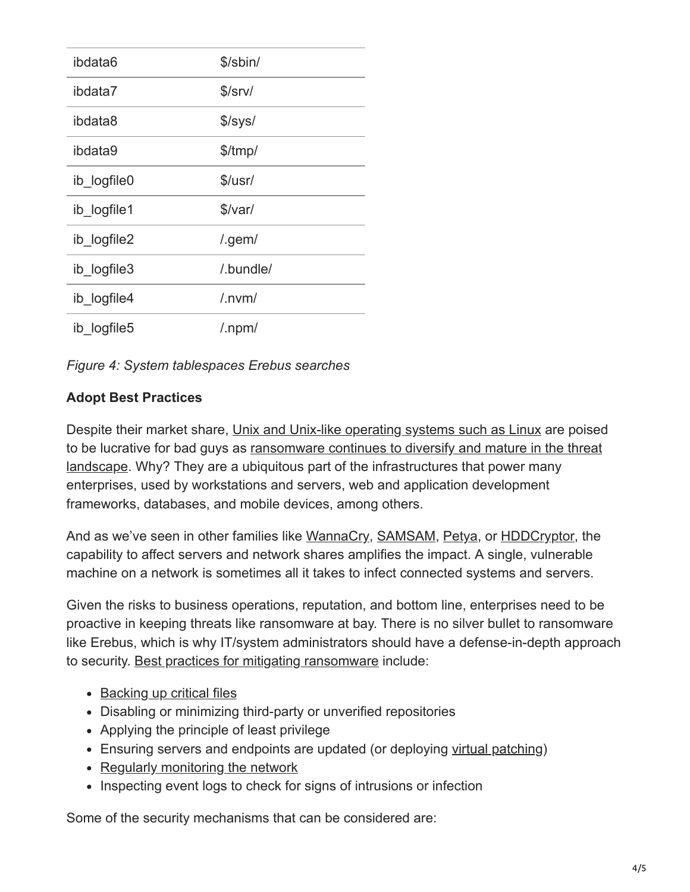| ibdata6 | $/sbin/ |
|---|---|
| ibdata7 | $/srv/ |
| ibdata8 | $/sys/ |
| ibdata9 | $/tmp/ |
| ib_logfile0 | $/usr/ |
| ib_logfile1 | $/var/ |
| ib_logfile2 | /.gem/ |
| ib_logfile3 | /.bundle/ |
| ib_logfile4 | /.nvm/ |
| ib_logfile5 | /.npm/ |

*Figure 4: System tablespaces Erebus searches*

**Adopt Best Practices**

Despite their market share, Unix and Unix-like operating systems such as Linux are poised to be lucrative for bad guys as ransomware continues to diversify and mature in the threat landscape. Why? They are a ubiquitous part of the infrastructures that power many enterprises, used by workstations and servers, web and application development frameworks, databases, and mobile devices, among others.

And as we've seen in other families like WannaCry, SAMSAM, Petya, or HDDCryptor, the capability to affect servers and network shares amplifies the impact. A single, vulnerable machine on a network is sometimes all it takes to infect connected systems and servers.

Given the risks to business operations, reputation, and bottom line, enterprises need to be proactive in keeping threats like ransomware at bay. There is no silver bullet to ransomware like Erebus, which is why IT/system administrators should have a defense-in-depth approach to security. Best practices for mitigating ransomware include:

- Backing up critical files
- Disabling or minimizing third-party or unverified repositories
- Applying the principle of least privilege
- Ensuring servers and endpoints are updated (or deploying virtual patching)
- Regularly monitoring the network
- Inspecting event logs to check for signs of intrusions or infection

Some of the security mechanisms that can be considered are: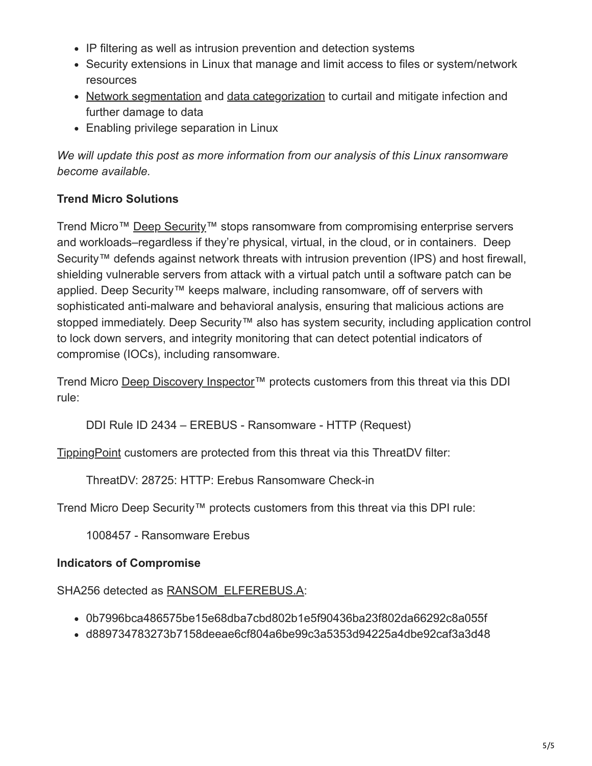- IP filtering as well as intrusion prevention and detection systems
- Security extensions in Linux that manage and limit access to files or system/network resources
- Network segmentation and data categorization to curtail and mitigate infection and further damage to data
- Enabling privilege separation in Linux

*We will update this post as more information from our analysis of this Linux ransomware become available.*

**Trend Micro Solutions**

Trend Micro™ Deep Security™ stops ransomware from compromising enterprise servers and workloads–regardless if they're physical, virtual, in the cloud, or in containers. Deep Security™ defends against network threats with intrusion prevention (IPS) and host firewall, shielding vulnerable servers from attack with a virtual patch until a software patch can be applied. Deep Security™ keeps malware, including ransomware, off of servers with sophisticated anti-malware and behavioral analysis, ensuring that malicious actions are stopped immediately. Deep Security™ also has system security, including application control to lock down servers, and integrity monitoring that can detect potential indicators of compromise (IOCs), including ransomware.

Trend Micro Deep Discovery Inspector™ protects customers from this threat via this DDI rule:

> DDI Rule ID 2434 – EREBUS - Ransomware - HTTP (Request)

TippingPoint customers are protected from this threat via this ThreatDV filter:

> ThreatDV: 28725: HTTP: Erebus Ransomware Check-in

Trend Micro Deep Security™ protects customers from this threat via this DPI rule:

> 1008457 - Ransomware Erebus

**Indicators of Compromise**

SHA256 detected as RANSOM_ELFEREBUS.A:

- 0b7996bca486575be15e68dba7cbd802b1e5f90436ba23f802da66292c8a055f
- d889734783273b7158deeae6cf804a6be99c3a5353d94225a4dbe92caf3a3d48